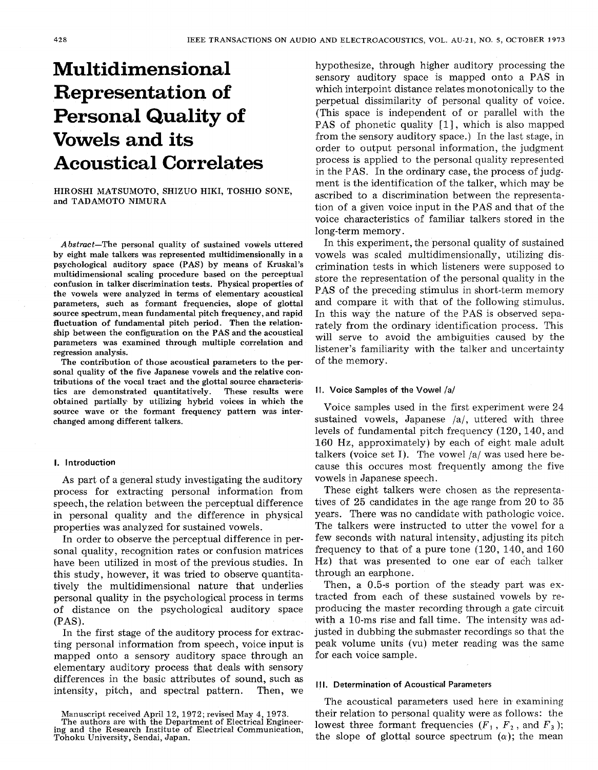# Multidimensional Representation of Personal Quality of Vowels and its Acoustical Correlates

HIROSHI MATSUMOTO, SHIZUO HIKI, TOSHIO SONE, and TADAMOTO NIMURA

*Abstract*—The personal quality of sustained vowels uttered by eight male talkers was represented multidimensionally in a psychological auditory space (PAS) by means of Kruskal's multidimensional scaling procedure based on the perceptual confusion in talker discrimination tests. Physical properties of the vowels were analyzed in terms of elementary acoustical parameters, such as formant frequencies, slope of glottal source spectrum, mean fundamental pitch frequency, and rapid fluctuation of fundamental pitch period. Then the relationship between the configuration on the PAS and the acoustical parameters was examined through multiple correlation and regression analysis.

The contribution of those acoustical parameters to the personal quality of the five Japanese vowels and the relative contributions of the vocal tract and the glottal source characteristics are demonstrated quantitatively. These results were obtained partially by utilizing hybrid voices in which the source wave or the formant frequency pattern was interchanged among different talkers.

## I. Introduction

As part of a general study investigating the auditory process for extracting personal information from speech, the relation between the perceptual difference in personal quality and the difference in physical properties was analyzed for sustained vowels.

In order to observe the perceptual difference in personal quality, recognition rates or confusion matrices have been utilized in most of the previous studies. In this study, however, it was tried to observe quantitatively the multidimensional nature that underlies personal quality in the psychological process in terms of distance on the psychological auditory space (PAS).

In the first stage of the auditory process for extracting personal information from speech, voice input is mapped onto a sensory auditory space through an elementary auditory process that deals with sensory differences in the basic attributes of sound, such as intensity, pitch, and spectral pattern. Then, we hypothesize, through higher auditory processing the sensory auditory space is mapped onto a PAS in which interpoint distance relates monotonically to the perpetual dissimilarity of personal quality of voice. (This space is independent of or parallel with the PAS of phonetic quality [1], which is also mapped from the sensory auditory space.) In the last stage, in order to output personal information, the judgment process is applied to the personal quality represented in the PAS. In the ordinary case, the process of judgment is the identification of the talker, which may be ascribed to a discrimination between the representation of a given voice input in the PAS and that of the voice characteristics of familiar talkers stored in the long-term memory.

In this experiment, the personal quality of sustained vowels was scaled multidimensionally, utilizing discrimination tests in which listeners were supposed to store the representation of the personal quality in the PAS of the preceding stimulus in short-term memory and compare it with that of the following stimulus. In this way the nature of the PAS is observed separately from the ordinary identification process. This will serve to avoid the ambiguities caused by the listener's familiarity with the talker and uncertainty of the memory.

## II. Voice Samples of the Vowel /a/

Voice samples used in the first experiment were 24 sustained vowels, Japanese /a/, uttered with three levels of fundamental pitch frequency (120, 140, and 160 Hz, approximately) by each of eight male adult talkers (voice set I). The vowel /a/ was used here because this occures most frequently among the five vowels in Japanese speech.

These eight talkers were chosen as the representatives of 25 candidates in the age range from 20 to 35 years. There was no candidate with pathologic voice. The talkers were instructed to utter the vowel for a few seconds with natural intensity, adjusting its pitch frequency to that of a pure tone (120, 140, and 160 Hz) that was presented to one ear of each talker through an earphone.

Then, a 0.5-s portion of the steady part was extracted from each of these sustained vowels by reproducing the master recording through a gate circuit with a 10-ms rise and fall time. The intensity was adjusted in dubbing the submaster recordings so that the peak volume units (vu) meter reading was the same for each voice sample.

## III. Determination of Acoustical Parameters

The acoustical parameters used here in examining their relation to personal quality were as follows: the lowest three formant frequencies ($F_1$, $F_2$, and $F_3$); the slope of glottal source spectrum ($\alpha$); the mean

Manuscript received April 12, 1972; revised May 4, 1973.
The authors are with the Department of Electrical Engineering and the Research Institute of Electrical Communication, Tohoku University, Sendai, Japan.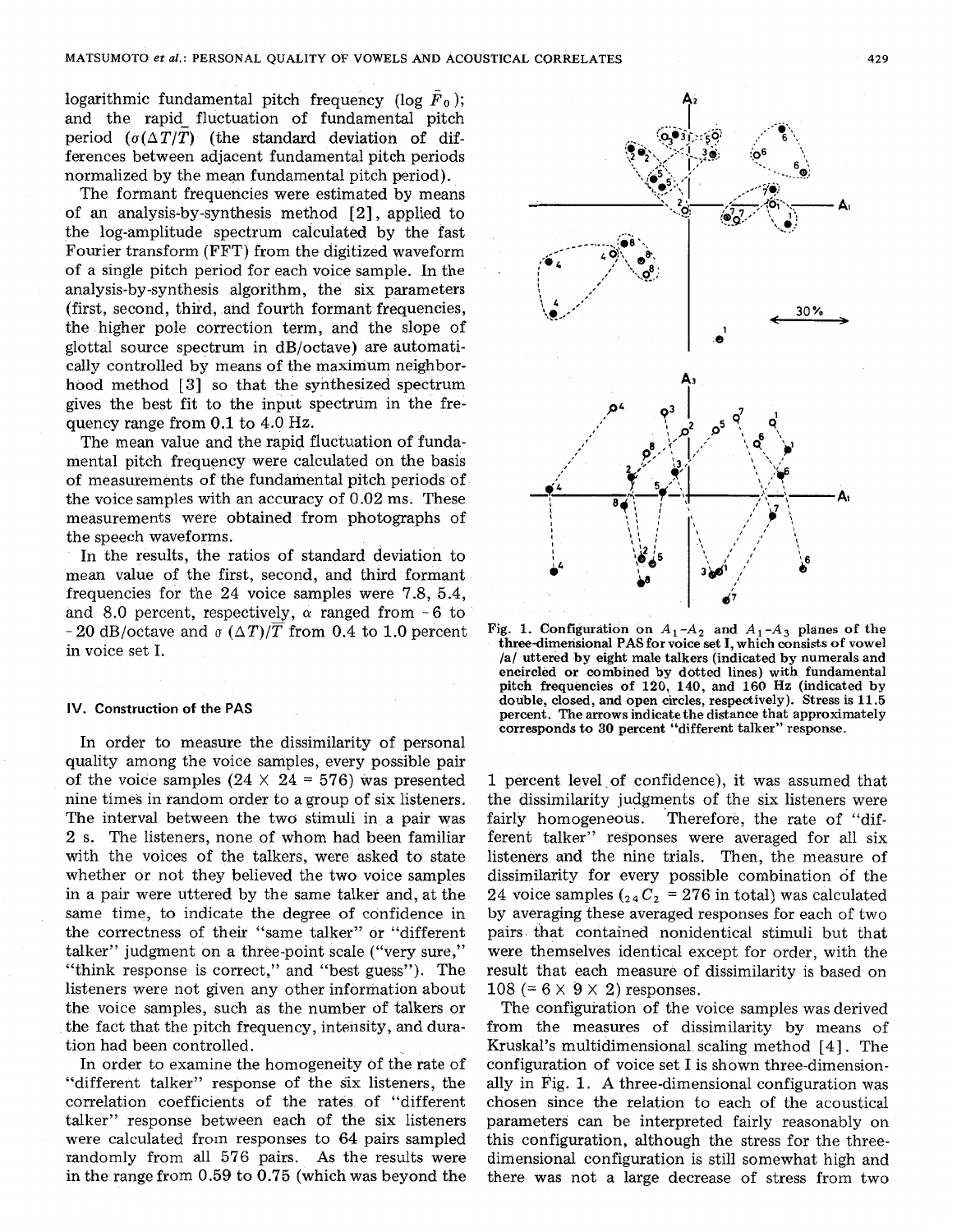logarithmic fundamental pitch frequency ($\log \bar{F}_0$); and the rapid fluctuation of fundamental pitch period ($\sigma(\Delta T/\bar{T})$ (the standard deviation of differences between adjacent fundamental pitch periods normalized by the mean fundamental pitch period).

The formant frequencies were estimated by means of an analysis-by-synthesis method [2], applied to the log-amplitude spectrum calculated by the fast Fourier transform (FFT) from the digitized waveform of a single pitch period for each voice sample. In the analysis-by-synthesis algorithm, the six parameters (first, second, third, and fourth formant frequencies, the higher pole correction term, and the slope of glottal source spectrum in dB/octave) are automatically controlled by means of the maximum neighborhood method [3] so that the synthesized spectrum gives the best fit to the input spectrum in the frequency range from 0.1 to 4.0 Hz.

The mean value and the rapid fluctuation of fundamental pitch frequency were calculated on the basis of measurements of the fundamental pitch periods of the voice samples with an accuracy of 0.02 ms. These measurements were obtained from photographs of the speech waveforms.

In the results, the ratios of standard deviation to mean value of the first, second, and third formant frequencies for the 24 voice samples were 7.8, 5.4, and 8.0 percent, respectively, $\alpha$ ranged from -6 to -20 dB/octave and $\sigma(\Delta T)/\bar{T}$ from 0.4 to 1.0 percent in voice set I.

## IV. Construction of the PAS

In order to measure the dissimilarity of personal quality among the voice samples, every possible pair of the voice samples ($24 \times 24 = 576$) was presented nine times in random order to a group of six listeners. The interval between the two stimuli in a pair was 2 s. The listeners, none of whom had been familiar with the voices of the talkers, were asked to state whether or not they believed the two voice samples in a pair were uttered by the same talker and, at the same time, to indicate the degree of confidence in the correctness of their "same talker" or "different talker" judgment on a three-point scale ("very sure," "think response is correct," and "best guess"). The listeners were not given any other information about the voice samples, such as the number of talkers or the fact that the pitch frequency, intensity, and duration had been controlled.

In order to examine the homogeneity of the rate of "different talker" response of the six listeners, the correlation coefficients of the rates of "different talker" response between each of the six listeners were calculated from responses to 64 pairs sampled randomly from all 576 pairs. As the results were in the range from 0.59 to 0.75 (which was beyond the 1 percent level of confidence), it was assumed that the dissimilarity judgments of the six listeners were fairly homogeneous. Therefore, the rate of "different talker" responses were averaged for all six listeners and the nine trials. Then, the measure of dissimilarity for every possible combination of the 24 voice samples (${}_{24}C_2 = 276$ in total) was calculated by averaging these averaged responses for each of two pairs that contained nonidentical stimuli but that were themselves identical except for order, with the result that each measure of dissimilarity is based on 108 ($= 6 \times 9 \times 2$) responses.

The configuration of the voice samples was derived from the measures of dissimilarity by means of Kruskal's multidimensional scaling method [4]. The configuration of voice set I is shown three-dimensionally in Fig. 1. A three-dimensional configuration was chosen since the relation to each of the acoustical parameters can be interpreted fairly reasonably on this configuration, although the stress for the three-dimensional configuration is still somewhat high and there was not a large decrease of stress from two

Fig. 1. Configuration on $A_1$-$A_2$ and $A_1$-$A_3$ planes of the three-dimensional PAS for voice set I, which consists of vowel /a/ uttered by eight male talkers (indicated by numerals and encircled or combined by dotted lines) with fundamental pitch frequencies of 120, 140, and 160 Hz (indicated by double, closed, and open circles, respectively). Stress is 11.5 percent. The arrows indicate the distance that approximately corresponds to 30 percent "different talker" response.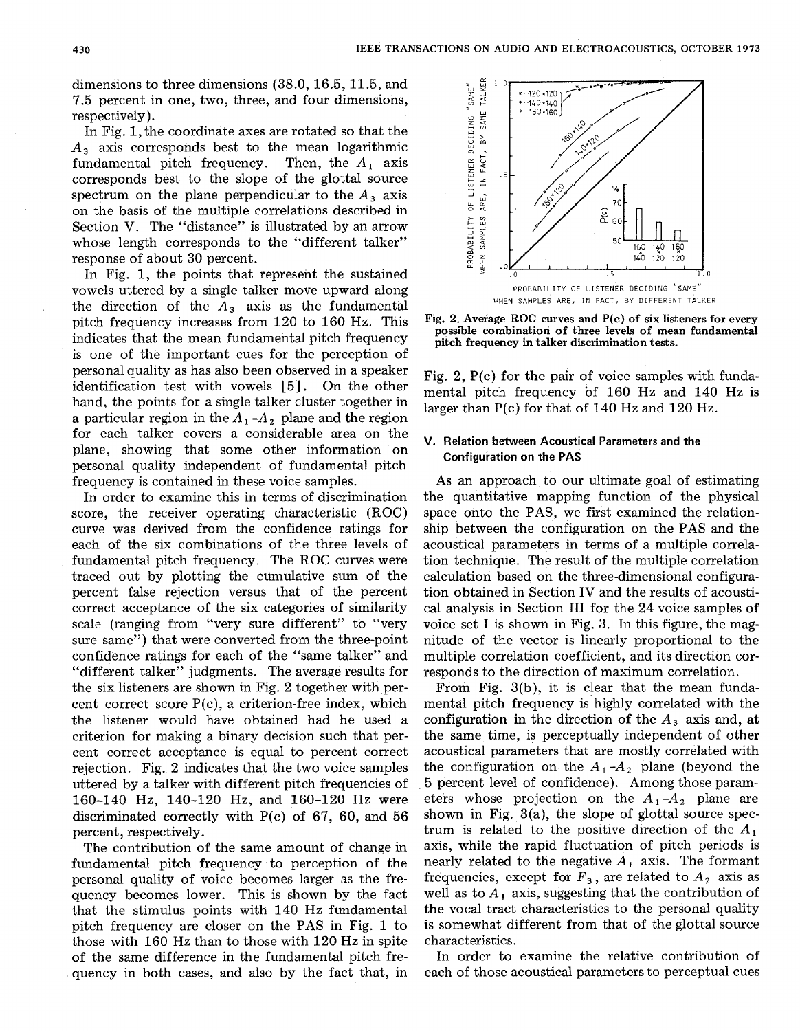dimensions to three dimensions (38.0, 16.5, 11.5, and 7.5 percent in one, two, three, and four dimensions, respectively).

In Fig. 1, the coordinate axes are rotated so that the $A_3$ axis corresponds best to the mean logarithmic fundamental pitch frequency. Then, the $A_1$ axis corresponds best to the slope of the glottal source spectrum on the plane perpendicular to the $A_3$ axis on the basis of the multiple correlations described in Section V. The "distance" is illustrated by an arrow whose length corresponds to the "different talker" response of about 30 percent.

In Fig. 1, the points that represent the sustained vowels uttered by a single talker move upward along the direction of the $A_3$ axis as the fundamental pitch frequency increases from 120 to 160 Hz. This indicates that the mean fundamental pitch frequency is one of the important cues for the perception of personal quality as has also been observed in a speaker identification test with vowels [5]. On the other hand, the points for a single talker cluster together in a particular region in the $A_1$-$A_2$ plane and the region for each talker covers a considerable area on the plane, showing that some other information on personal quality independent of fundamental pitch frequency is contained in these voice samples.

In order to examine this in terms of discrimination score, the receiver operating characteristic (ROC) curve was derived from the confidence ratings for each of the six combinations of the three levels of fundamental pitch frequency. The ROC curves were traced out by plotting the cumulative sum of the percent false rejection versus that of the percent correct acceptance of the six categories of similarity scale (ranging from "very sure different" to "very sure same") that were converted from the three-point confidence ratings for each of the "same talker" and "different talker" judgments. The average results for the six listeners are shown in Fig. 2 together with percent correct score P(c), a criterion-free index, which the listener would have obtained had he used a criterion for making a binary decision such that percent correct acceptance is equal to percent correct rejection. Fig. 2 indicates that the two voice samples uttered by a talker with different pitch frequencies of 160-140 Hz, 140-120 Hz, and 160-120 Hz were discriminated correctly with P(c) of 67, 60, and 56 percent, respectively.

The contribution of the same amount of change in fundamental pitch frequency to perception of the personal quality of voice becomes larger as the frequency becomes lower. This is shown by the fact that the stimulus points with 140 Hz fundamental pitch frequency are closer on the PAS in Fig. 1 to those with 160 Hz than to those with 120 Hz in spite of the same difference in the fundamental pitch frequency in both cases, and also by the fact that, in Fig. 2, P(c) for the pair of voice samples with fundamental pitch frequency of 160 Hz and 140 Hz is larger than P(c) for that of 140 Hz and 120 Hz.

Fig. 2. Average ROC curves and P(c) of six listeners for every possible combination of three levels of mean fundamental pitch frequency in talker discrimination tests.

## V. Relation between Acoustical Parameters and the Configuration on the PAS

As an approach to our ultimate goal of estimating the quantitative mapping function of the physical space onto the PAS, we first examined the relationship between the configuration on the PAS and the acoustical parameters in terms of a multiple correlation technique. The result of the multiple correlation calculation based on the three-dimensional configuration obtained in Section IV and the results of acoustical analysis in Section III for the 24 voice samples of voice set I is shown in Fig. 3. In this figure, the magnitude of the vector is linearly proportional to the multiple correlation coefficient, and its direction corresponds to the direction of maximum correlation.

From Fig. 3(b), it is clear that the mean fundamental pitch frequency is highly correlated with the configuration in the direction of the $A_3$ axis and, at the same time, is perceptually independent of other acoustical parameters that are mostly correlated with the configuration on the $A_1$-$A_2$ plane (beyond the 5 percent level of confidence). Among those parameters whose projection on the $A_1$-$A_2$ plane are shown in Fig. 3(a), the slope of glottal source spectrum is related to the positive direction of the $A_1$ axis, while the rapid fluctuation of pitch periods is nearly related to the negative $A_1$ axis. The formant frequencies, except for $F_3$, are related to $A_2$ axis as well as to $A_1$ axis, suggesting that the contribution of the vocal tract characteristics to the personal quality is somewhat different from that of the glottal source characteristics.

In order to examine the relative contribution of each of those acoustical parameters to perceptual cues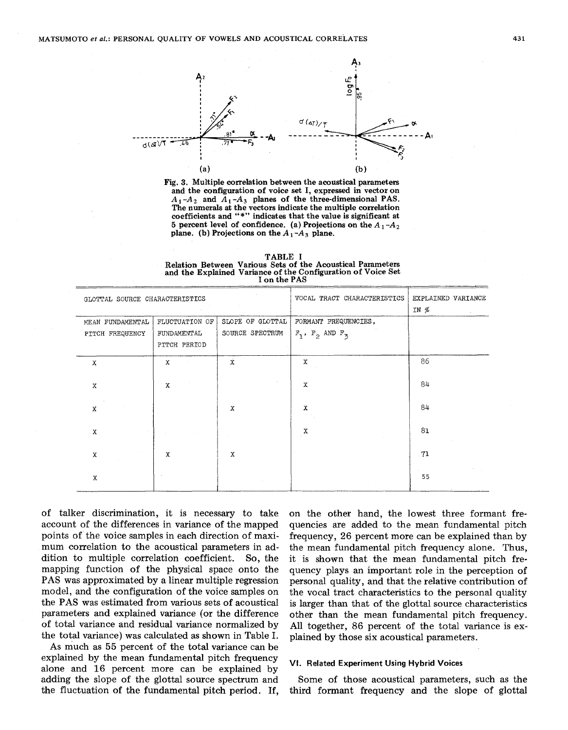Fig. 3. Multiple correlation between the acoustical parameters and the configuration of voice set I, expressed in vector on $A_1$-$A_2$ and $A_1$-$A_3$ planes of the three-dimensional PAS. The numerals at the vectors indicate the multiple correlation coefficients and "*" indicates that the value is significant at 5 percent level of confidence. (a) Projections on the $A_1$-$A_2$ plane. (b) Projections on the $A_1$-$A_3$ plane.

TABLE I
Relation Between Various Sets of the Acoustical Parameters and the Explained Variance of the Configuration of Voice Set I on the PAS

| GLOTTAL SOURCE CHARACTERISTICS | | | VOCAL TRACT CHARACTERISTICS | EXPLAINED VARIANCE IN % |
|---|---|---|---|---|
| MEAN FUNDAMENTAL PITCH FREQUENCY | FLUCTUATION OF FUNDAMENTAL PITCH PERIOD | SLOPE OF GLOTTAL SOURCE SPECTRUM | FORMANT FREQUENCIES, $F_1$, $F_2$ AND $F_3$ | |
| X | X | X | X | 86 |
| X | X | | X | 84 |
| X | | X | X | 84 |
| X | | | X | 81 |
| X | X | X | | 71 |
| X | | | | 55 |

of talker discrimination, it is necessary to take account of the differences in variance of the mapped points of the voice samples in each direction of maximum correlation to the acoustical parameters in addition to multiple correlation coefficient. So, the mapping function of the physical space onto the PAS was approximated by a linear multiple regression model, and the configuration of the voice samples on the PAS was estimated from various sets of acoustical parameters and explained variance (or the difference of total variance and residual variance normalized by the total variance) was calculated as shown in Table I.

As much as 55 percent of the total variance can be explained by the mean fundamental pitch frequency alone and 16 percent more can be explained by adding the slope of the glottal source spectrum and the fluctuation of the fundamental pitch period. If, on the other hand, the lowest three formant frequencies are added to the mean fundamental pitch frequency, 26 percent more can be explained than by the mean fundamental pitch frequency alone. Thus, it is shown that the mean fundamental pitch frequency plays an important role in the perception of personal quality, and that the relative contribution of the vocal tract characteristics to the personal quality is larger than that of the glottal source characteristics other than the mean fundamental pitch frequency. All together, 86 percent of the total variance is explained by those six acoustical parameters.

### VI. Related Experiment Using Hybrid Voices

Some of those acoustical parameters, such as the third formant frequency and the slope of glottal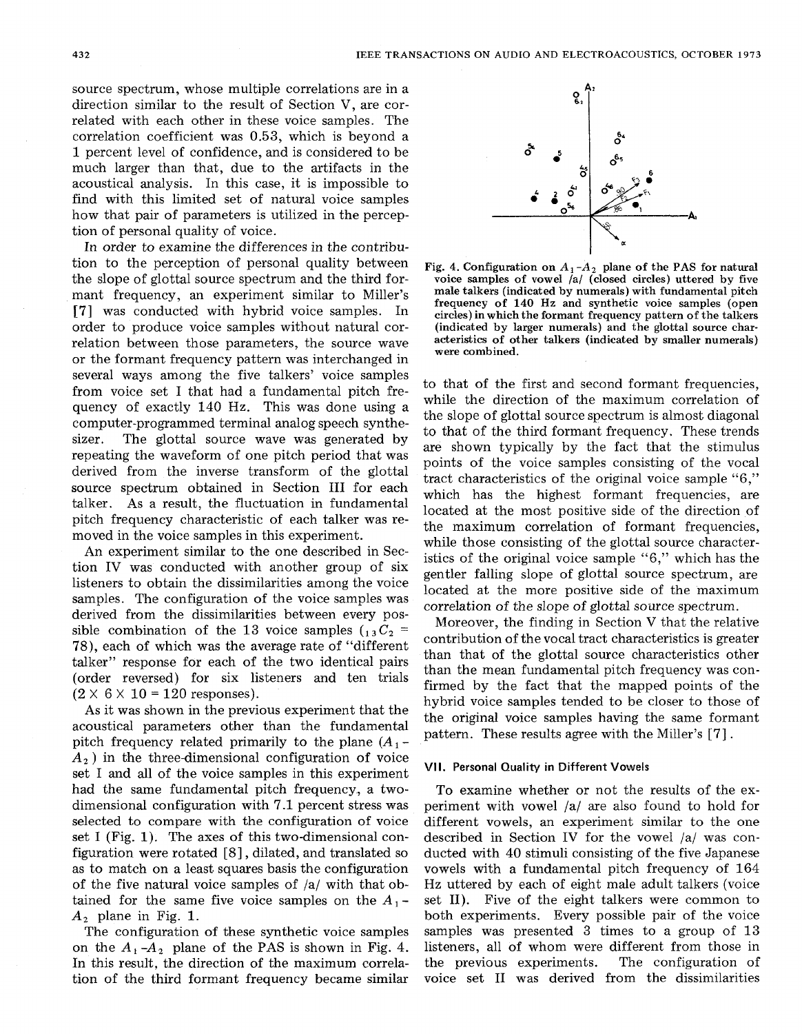source spectrum, whose multiple correlations are in a direction similar to the result of Section V, are correlated with each other in these voice samples. The correlation coefficient was 0.53, which is beyond a 1 percent level of confidence, and is considered to be much larger than that, due to the artifacts in the acoustical analysis. In this case, it is impossible to find with this limited set of natural voice samples how that pair of parameters is utilized in the perception of personal quality of voice.

In order to examine the differences in the contribution to the perception of personal quality between the slope of glottal source spectrum and the third formant frequency, an experiment similar to Miller's [7] was conducted with hybrid voice samples. In order to produce voice samples without natural correlation between those parameters, the source wave or the formant frequency pattern was interchanged in several ways among the five talkers' voice samples from voice set I that had a fundamental pitch frequency of exactly 140 Hz. This was done using a computer-programmed terminal analog speech synthesizer. The glottal source wave was generated by repeating the waveform of one pitch period that was derived from the inverse transform of the glottal source spectrum obtained in Section III for each talker. As a result, the fluctuation in fundamental pitch frequency characteristic of each talker was removed in the voice samples in this experiment.

An experiment similar to the one described in Section IV was conducted with another group of six listeners to obtain the dissimilarities among the voice samples. The configuration of the voice samples was derived from the dissimilarities between every possible combination of the 13 voice samples (${}_{13}C_2 = 78$), each of which was the average rate of "different talker" response for each of the two identical pairs (order reversed) for six listeners and ten trials ($2 \times 6 \times 10 = 120$ responses).

As it was shown in the previous experiment that the acoustical parameters other than the fundamental pitch frequency related primarily to the plane ($A_1$-$A_2$) in the three-dimensional configuration of voice set I and all of the voice samples in this experiment had the same fundamental pitch frequency, a two-dimensional configuration with 7.1 percent stress was selected to compare with the configuration of voice set I (Fig. 1). The axes of this two-dimensional configuration were rotated [8], dilated, and translated so as to match on a least squares basis the configuration of the five natural voice samples of /a/ with that obtained for the same five voice samples on the $A_1$-$A_2$ plane in Fig. 1.

The configuration of these synthetic voice samples on the $A_1$-$A_2$ plane of the PAS is shown in Fig. 4. In this result, the direction of the maximum correlation of the third formant frequency became similar to that of the first and second formant frequencies, while the direction of the maximum correlation of the slope of glottal source spectrum is almost diagonal to that of the third formant frequency. These trends are shown typically by the fact that the stimulus points of the voice samples consisting of the vocal tract characteristics of the original voice sample "6," which has the highest formant frequencies, are located at the most positive side of the direction of the maximum correlation of formant frequencies, while those consisting of the glottal source characteristics of the original voice sample "6," which has the gentler falling slope of glottal source spectrum, are located at the more positive side of the maximum correlation of the slope of glottal source spectrum.

Fig. 4. Configuration on $A_1$-$A_2$ plane of the PAS for natural voice samples of vowel /a/ (closed circles) uttered by five male talkers (indicated by numerals) with fundamental pitch frequency of 140 Hz and synthetic voice samples (open circles) in which the formant frequency pattern of the talkers (indicated by larger numerals) and the glottal source characteristics of other talkers (indicated by smaller numerals) were combined.

Moreover, the finding in Section V that the relative contribution of the vocal tract characteristics is greater than that of the glottal source characteristics other than the mean fundamental pitch frequency was confirmed by the fact that the mapped points of the hybrid voice samples tended to be closer to those of the original voice samples having the same formant pattern. These results agree with the Miller's [7].

## VII. Personal Quality in Different Vowels

To examine whether or not the results of the experiment with vowel /a/ are also found to hold for different vowels, an experiment similar to the one described in Section IV for the vowel /a/ was conducted with 40 stimuli consisting of the five Japanese vowels with a fundamental pitch frequency of 164 Hz uttered by each of eight male adult talkers (voice set II). Five of the eight talkers were common to both experiments. Every possible pair of the voice samples was presented 3 times to a group of 13 listeners, all of whom were different from those in the previous experiments. The configuration of voice set II was derived from the dissimilarities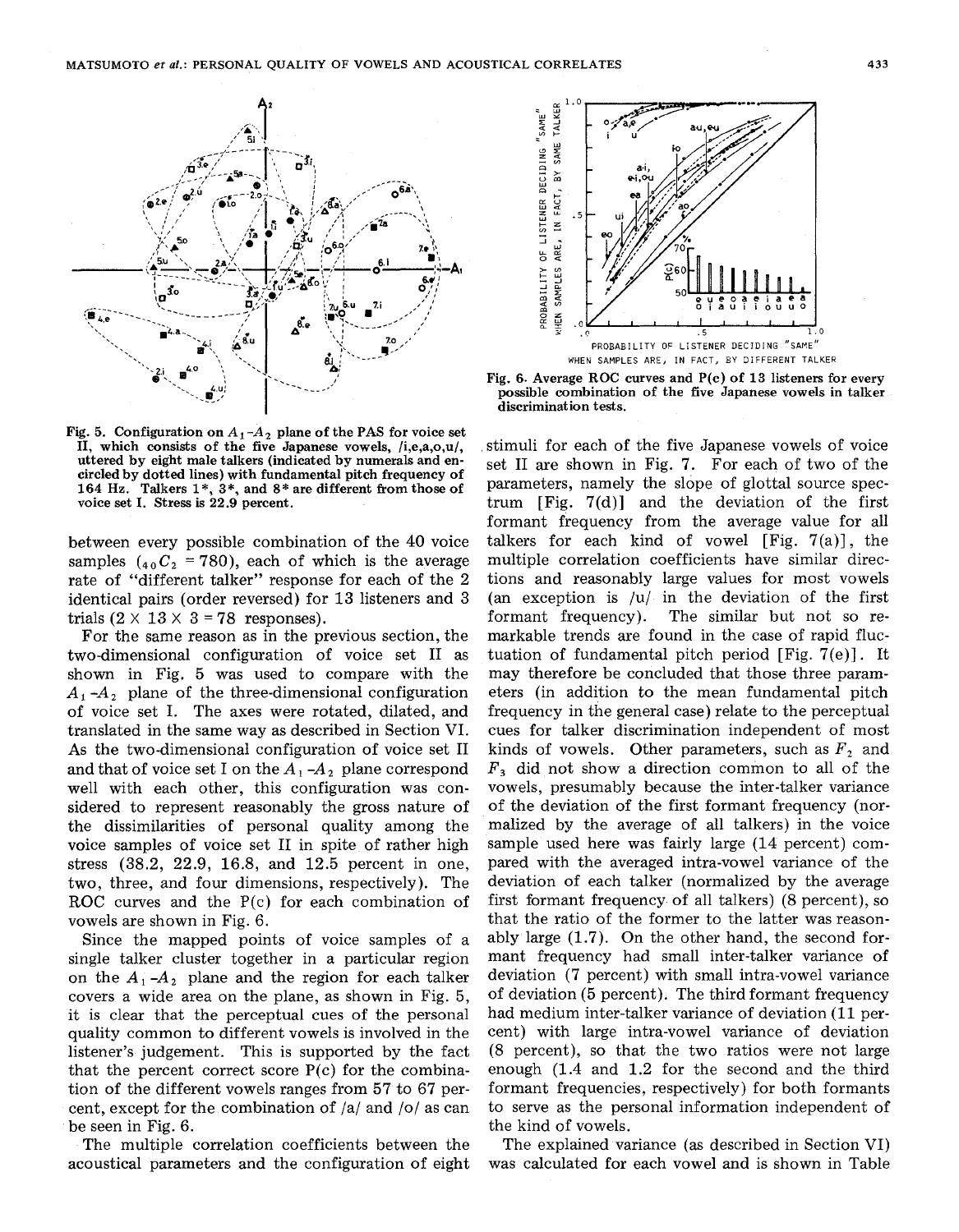Fig. 5. Configuration on $A_1$-$A_2$ plane of the PAS for voice set II, which consists of the five Japanese vowels, /i,e,a,o,u/, uttered by eight male talkers (indicated by numerals and encircled by dotted lines) with fundamental pitch frequency of 164 Hz. Talkers 1*, 3*, and 8* are different from those of voice set I. Stress is 22.9 percent.

Fig. 6. Average ROC curves and P(c) of 13 listeners for every possible combination of the five Japanese vowels in talker discrimination tests.

between every possible combination of the 40 voice samples (${}_{40}C_2 = 780$), each of which is the average rate of "different talker" response for each of the 2 identical pairs (order reversed) for 13 listeners and 3 trials ($2 \times 13 \times 3 = 78$ responses).

For the same reason as in the previous section, the two-dimensional configuration of voice set II as shown in Fig. 5 was used to compare with the $A_1$-$A_2$ plane of the three-dimensional configuration of voice set I. The axes were rotated, dilated, and translated in the same way as described in Section VI. As the two-dimensional configuration of voice set II and that of voice set I on the $A_1$-$A_2$ plane correspond well with each other, this configuration was considered to represent reasonably the gross nature of the dissimilarities of personal quality among the voice samples of voice set II in spite of rather high stress (38.2, 22.9, 16.8, and 12.5 percent in one, two, three, and four dimensions, respectively). The ROC curves and the P(c) for each combination of vowels are shown in Fig. 6.

Since the mapped points of voice samples of a single talker cluster together in a particular region on the $A_1$-$A_2$ plane and the region for each talker covers a wide area on the plane, as shown in Fig. 5, it is clear that the perceptual cues of the personal quality common to different vowels is involved in the listener's judgement. This is supported by the fact that the percent correct score P(c) for the combination of the different vowels ranges from 57 to 67 percent, except for the combination of /a/ and /o/ as can be seen in Fig. 6.

The multiple correlation coefficients between the acoustical parameters and the configuration of eight stimuli for each of the five Japanese vowels of voice set II are shown in Fig. 7. For each of two of the parameters, namely the slope of glottal source spectrum [Fig. 7(d)] and the deviation of the first formant frequency from the average value for all talkers for each kind of vowel [Fig. 7(a)], the multiple correlation coefficients have similar directions and reasonably large values for most vowels (an exception is /u/ in the deviation of the first formant frequency). The similar but not so remarkable trends are found in the case of rapid fluctuation of fundamental pitch period [Fig. 7(e)]. It may therefore be concluded that those three parameters (in addition to the mean fundamental pitch frequency in the general case) relate to the perceptual cues for talker discrimination independent of most kinds of vowels. Other parameters, such as $F_2$ and $F_3$ did not show a direction common to all of the vowels, presumably because the inter-talker variance of the deviation of the first formant frequency (normalized by the average of all talkers) in the voice sample used here was fairly large (14 percent) compared with the averaged intra-vowel variance of the deviation of each talker (normalized by the average first formant frequency of all talkers) (8 percent), so that the ratio of the former to the latter was reasonably large (1.7). On the other hand, the second formant frequency had small inter-talker variance of deviation (7 percent) with small intra-vowel variance of deviation (5 percent). The third formant frequency had medium inter-talker variance of deviation (11 percent) with large intra-vowel variance of deviation (8 percent), so that the two ratios were not large enough (1.4 and 1.2 for the second and the third formant frequencies, respectively) for both formants to serve as the personal information independent of the kind of vowels.

The explained variance (as described in Section VI) was calculated for each vowel and is shown in Table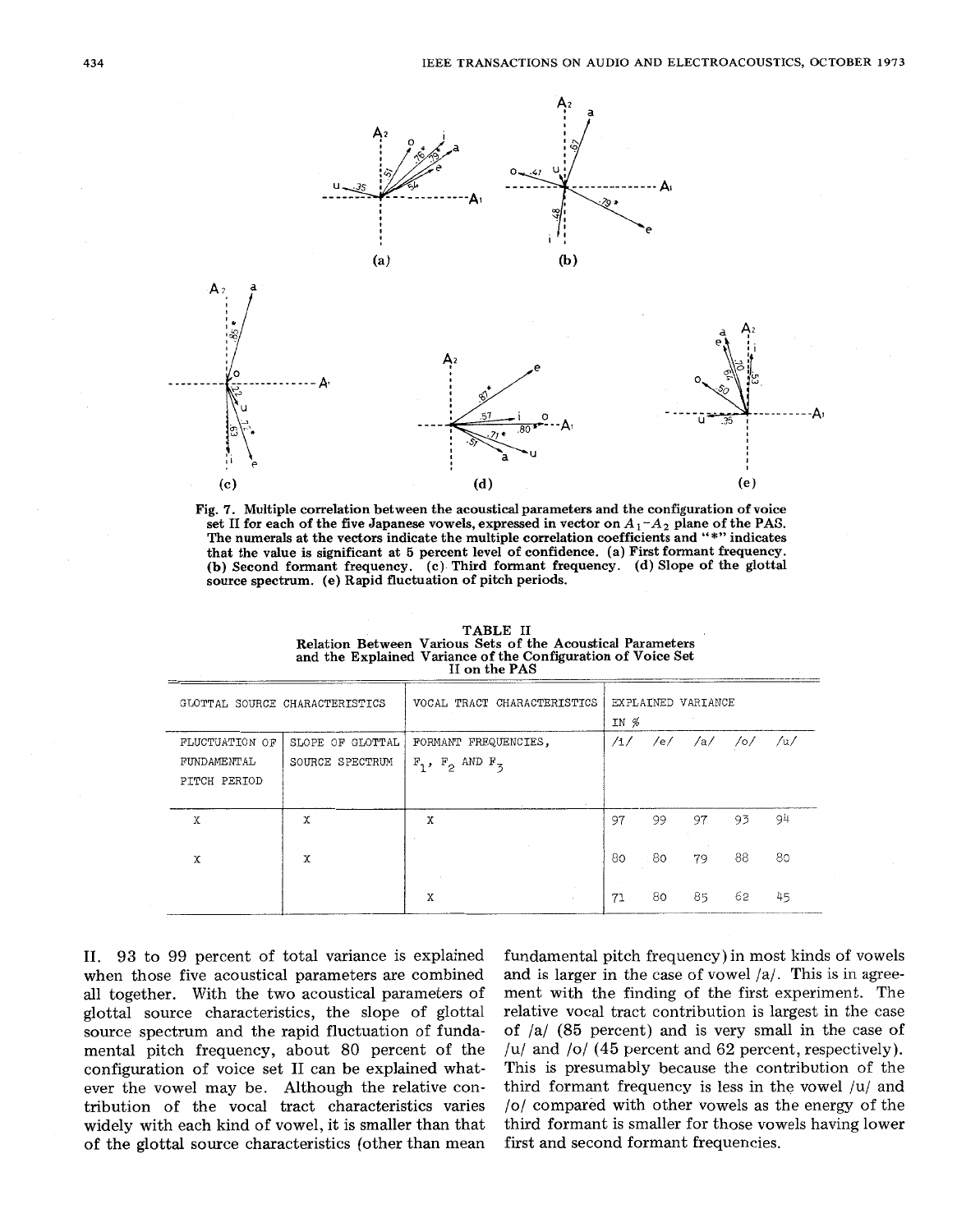Fig. 7. Multiple correlation between the acoustical parameters and the configuration of voice set II for each of the five Japanese vowels, expressed in vector on $A_1$–$A_2$ plane of the PAS. The numerals at the vectors indicate the multiple correlation coefficients and "*" indicates that the value is significant at 5 percent level of confidence. (a) First formant frequency. (b) Second formant frequency. (c) Third formant frequency. (d) Slope of the glottal source spectrum. (e) Rapid fluctuation of pitch periods.

TABLE II
Relation Between Various Sets of the Acoustical Parameters and the Explained Variance of the Configuration of Voice Set II on the PAS

| GLOTTAL SOURCE CHARACTERISTICS | | VOCAL TRACT CHARACTERISTICS | EXPLAINED VARIANCE IN % | | | | |
|---|---|---|---|---|---|---|---|
| FLUCTUATION OF FUNDAMENTAL PITCH PERIOD | SLOPE OF GLOTTAL SOURCE SPECTRUM | FORMANT FREQUENCIES, $F_1$, $F_2$ AND $F_3$ | /i/ | /e/ | /a/ | /o/ | /u/ |
| X | X | X | 97 | 99 | 97 | 93 | 94 |
| X | X | | 80 | 80 | 79 | 88 | 80 |
| | | X | 71 | 80 | 85 | 62 | 45 |

II. 93 to 99 percent of total variance is explained when those five acoustical parameters are combined all together. With the two acoustical parameters of glottal source characteristics, the slope of glottal source spectrum and the rapid fluctuation of fundamental pitch frequency, about 80 percent of the configuration of voice set II can be explained whatever the vowel may be. Although the relative contribution of the vocal tract characteristics varies widely with each kind of vowel, it is smaller than that of the glottal source characteristics (other than mean fundamental pitch frequency) in most kinds of vowels and is larger in the case of vowel /a/. This is in agreement with the finding of the first experiment. The relative vocal tract contribution is largest in the case of /a/ (85 percent) and is very small in the case of /u/ and /o/ (45 percent and 62 percent, respectively). This is presumably because the contribution of the third formant frequency is less in the vowel /u/ and /o/ compared with other vowels as the energy of the third formant is smaller for those vowels having lower first and second formant frequencies.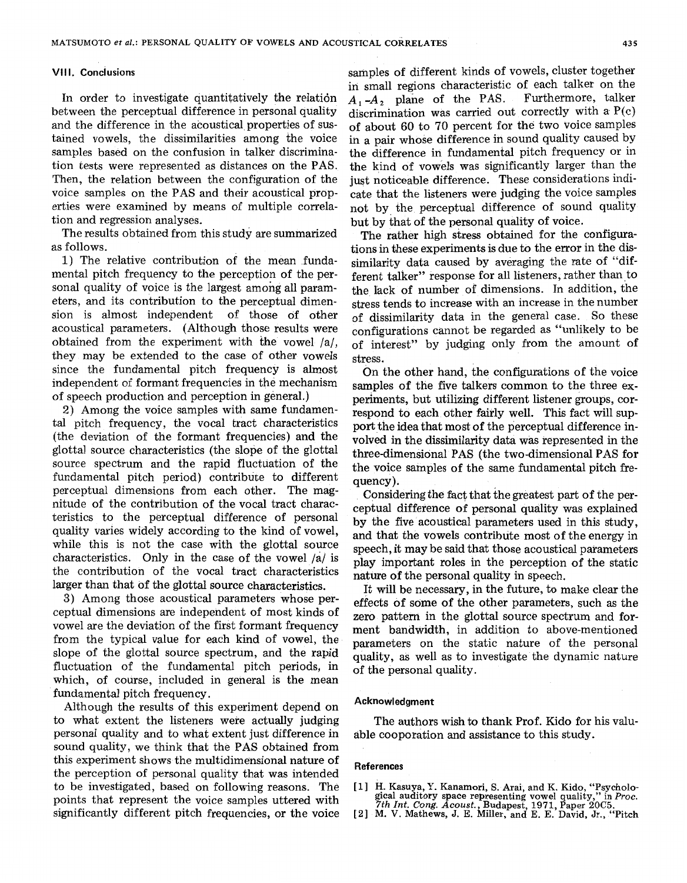## VIII. Conclusions

In order to investigate quantitatively the relation between the perceptual difference in personal quality and the difference in the acoustical properties of sustained vowels, the dissimilarities among the voice samples based on the confusion in talker discrimination tests were represented as distances on the PAS. Then, the relation between the configuration of the voice samples on the PAS and their acoustical properties were examined by means of multiple correlation and regression analyses.

The results obtained from this study are summarized as follows.

1) The relative contribution of the mean fundamental pitch frequency to the perception of the personal quality of voice is the largest among all parameters, and its contribution to the perceptual dimension is almost independent of those of other acoustical parameters. (Although those results were obtained from the experiment with the vowel /a/, they may be extended to the case of other vowels since the fundamental pitch frequency is almost independent of formant frequencies in the mechanism of speech production and perception in general.)

2) Among the voice samples with same fundamental pitch frequency, the vocal tract characteristics (the deviation of the formant frequencies) and the glottal source characteristics (the slope of the glottal source spectrum and the rapid fluctuation of the fundamental pitch period) contribute to different perceptual dimensions from each other. The magnitude of the contribution of the vocal tract characteristics to the perceptual difference of personal quality varies widely according to the kind of vowel, while this is not the case with the glottal source characteristics. Only in the case of the vowel /a/ is the contribution of the vocal tract characteristics larger than that of the glottal source characteristics.

3) Among those acoustical parameters whose perceptual dimensions are independent of most kinds of vowel are the deviation of the first formant frequency from the typical value for each kind of vowel, the slope of the glottal source spectrum, and the rapid fluctuation of the fundamental pitch periods, in which, of course, included in general is the mean fundamental pitch frequency.

Although the results of this experiment depend on to what extent the listeners were actually judging personal quality and to what extent just difference in sound quality, we think that the PAS obtained from this experiment shows the multidimensional nature of the perception of personal quality that was intended to be investigated, based on following reasons. The points that represent the voice samples uttered with significantly different pitch frequencies, or the voice samples of different kinds of vowels, cluster together in small regions characteristic of each talker on the $A_1$-$A_2$ plane of the PAS. Furthermore, talker discrimination was carried out correctly with a P(c) of about 60 to 70 percent for the two voice samples in a pair whose difference in sound quality caused by the difference in fundamental pitch frequency or in the kind of vowels was significantly larger than the just noticeable difference. These considerations indicate that the listeners were judging the voice samples not by the perceptual difference of sound quality but by that of the personal quality of voice.

The rather high stress obtained for the configurations in these experiments is due to the error in the dissimilarity data caused by averaging the rate of "different talker" response for all listeners, rather than to the lack of number of dimensions. In addition, the stress tends to increase with an increase in the number of dissimilarity data in the general case. So these configurations cannot be regarded as "unlikely to be of interest" by judging only from the amount of stress.

On the other hand, the configurations of the voice samples of the five talkers common to the three experiments, but utilizing different listener groups, correspond to each other fairly well. This fact will support the idea that most of the perceptual difference involved in the dissimilarity data was represented in the three-dimensional PAS (the two-dimensional PAS for the voice samples of the same fundamental pitch frequency).

Considering the fact that the greatest part of the perceptual difference of personal quality was explained by the five acoustical parameters used in this study, and that the vowels contribute most of the energy in speech, it may be said that those acoustical parameters play important roles in the perception of the static nature of the personal quality in speech.

It will be necessary, in the future, to make clear the effects of some of the other parameters, such as the zero pattern in the glottal source spectrum and formant bandwidth, in addition to above-mentioned parameters on the static nature of the personal quality, as well as to investigate the dynamic nature of the personal quality.

### Acknowledgment

The authors wish to thank Prof. Kido for his valuable cooperation and assistance to this study.

### References

[1] H. Kasuya, Y. Kanamori, S. Arai, and K. Kido, "Psychological auditory space representing vowel quality," in *Proc. 7th Int. Cong. Acoust.*, Budapest, 1971, Paper 20C5.

[2] M. V. Mathews, J. E. Miller, and E. E. David, Jr., "Pitch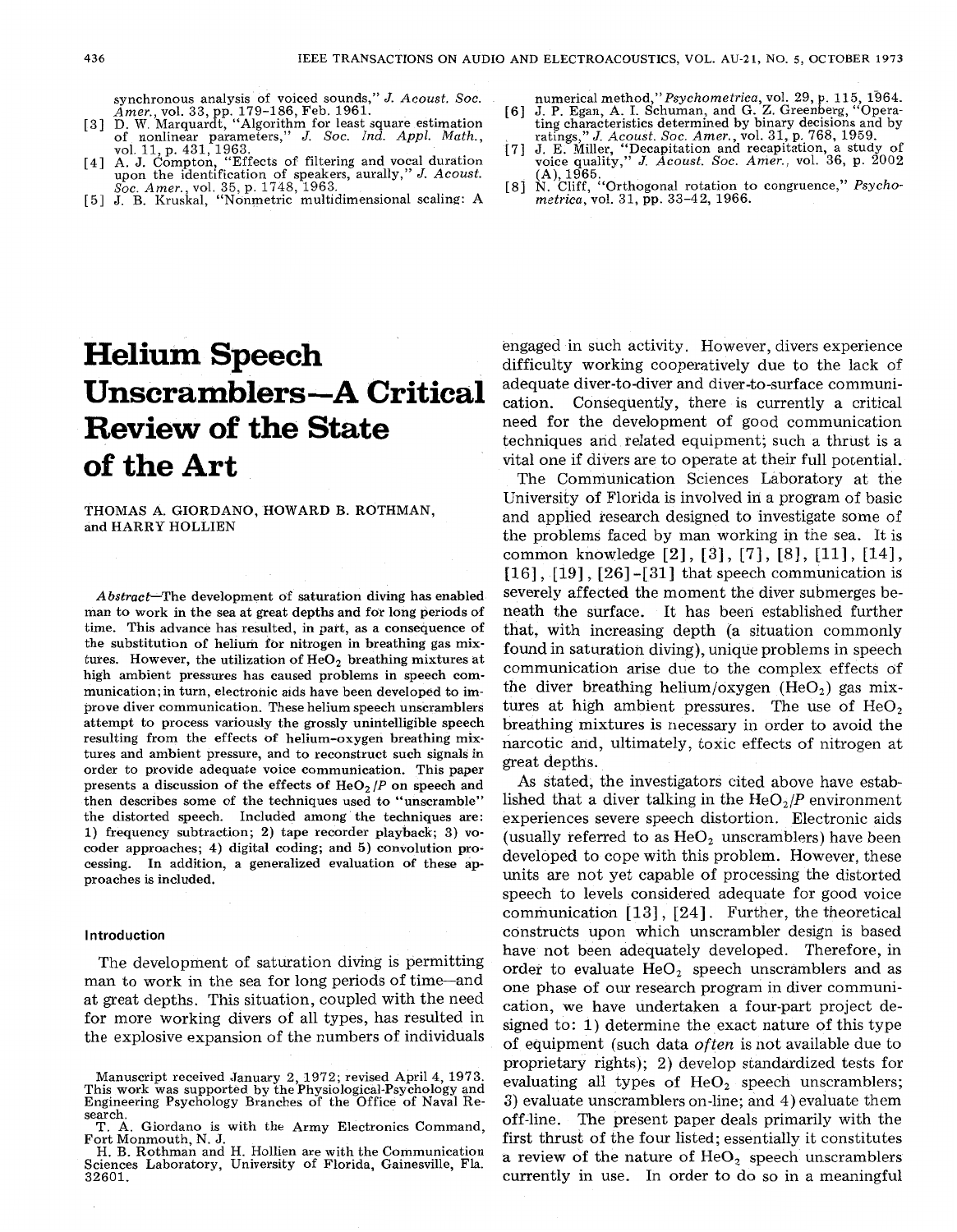synchronous analysis of voiced sounds," *J. Acoust. Soc. Amer.*, vol. 33, pp. 179-186, Feb. 1961.

[3] D. W. Marquardt, "Algorithm for least square estimation of nonlinear parameters," *J. Soc. Ind. Appl. Math.*, vol. 11, p. 431, 1963.

[4] A. J. Compton, "Effects of filtering and vocal duration upon the identification of speakers, aurally," *J. Acoust. Soc. Amer.*, vol. 35, p. 1748, 1963.

[5] J. B. Kruskal, "Nonmetric multidimensional scaling: A numerical method," *Psychometrica*, vol. 29, p. 115, 1964.

[6] J. P. Egan, A. I. Schuman, and G. Z. Greenberg, "Operating characteristics determined by binary decisions and by ratings," *J. Acoust. Soc. Amer.*, vol. 31, p. 768, 1959.

[7] J. E. Miller, "Decapitation and recapitation, a study of voice quality," *J. Acoust. Soc. Amer.*, vol. 36, p. 2002 (A), 1965.

[8] N. Cliff, "Orthogonal rotation to congruence," *Psychometrica*, vol. 31, pp. 33-42, 1966.

# Helium Speech Unscramblers—A Critical Review of the State of the Art

THOMAS A. GIORDANO, HOWARD B. ROTHMAN, and HARRY HOLLIEN

*Abstract*—The development of saturation diving has enabled man to work in the sea at great depths and for long periods of time. This advance has resulted, in part, as a consequence of the substitution of helium for nitrogen in breathing gas mixtures. However, the utilization of $HeO_2$ breathing mixtures at high ambient pressures has caused problems in speech communication; in turn, electronic aids have been developed to improve diver communication. These helium speech unscramblers attempt to process variously the grossly unintelligible speech resulting from the effects of helium-oxygen breathing mixtures and ambient pressure, and to reconstruct such signals in order to provide adequate voice communication. This paper presents a discussion of the effects of $HeO_2/P$ on speech and then describes some of the techniques used to "unscramble" the distorted speech. Included among the techniques are: 1) frequency subtraction; 2) tape recorder playback; 3) vocoder approaches; 4) digital coding; and 5) convolution processing. In addition, a generalized evaluation of these approaches is included.

Manuscript received January 2, 1972; revised April 4, 1973. This work was supported by the Physiological-Psychology and Engineering Psychology Branches of the Office of Naval Research.

T. A. Giordano is with the Army Electronics Command, Fort Monmouth, N. J.

H. B. Rothman and H. Hollien are with the Communication Sciences Laboratory, University of Florida, Gainesville, Fla. 32601.

## Introduction

The development of saturation diving is permitting man to work in the sea for long periods of time—and at great depths. This situation, coupled with the need for more working divers of all types, has resulted in the explosive expansion of the numbers of individuals engaged in such activity. However, divers experience difficulty working cooperatively due to the lack of adequate diver-to-diver and diver-to-surface communication. Consequently, there is currently a critical need for the development of good communication techniques and related equipment; such a thrust is a vital one if divers are to operate at their full potential.

The Communication Sciences Laboratory at the University of Florida is involved in a program of basic and applied research designed to investigate some of the problems faced by man working in the sea. It is common knowledge [2], [3], [7], [8], [11], [14], [16], [19], [26]-[31] that speech communication is severely affected the moment the diver submerges beneath the surface. It has been established further that, with increasing depth (a situation commonly found in saturation diving), unique problems in speech communication arise due to the complex effects of the diver breathing helium/oxygen ($HeO_2$) gas mixtures at high ambient pressures. The use of $HeO_2$ breathing mixtures is necessary in order to avoid the narcotic and, ultimately, toxic effects of nitrogen at great depths.

As stated, the investigators cited above have established that a diver talking in the $HeO_2/P$ environment experiences severe speech distortion. Electronic aids (usually referred to as $HeO_2$ unscramblers) have been developed to cope with this problem. However, these units are not yet capable of processing the distorted speech to levels considered adequate for good voice communication [13], [24]. Further, the theoretical constructs upon which unscrambler design is based have not been adequately developed. Therefore, in order to evaluate $HeO_2$ speech unscramblers and as one phase of our research program in diver communication, we have undertaken a four-part project designed to: 1) determine the exact nature of this type of equipment (such data *often* is not available due to proprietary rights); 2) develop standardized tests for evaluating all types of $HeO_2$ speech unscramblers; 3) evaluate unscramblers on-line; and 4) evaluate them off-line. The present paper deals primarily with the first thrust of the four listed; essentially it constitutes a review of the nature of $HeO_2$ speech unscramblers currently in use. In order to do so in a meaningful